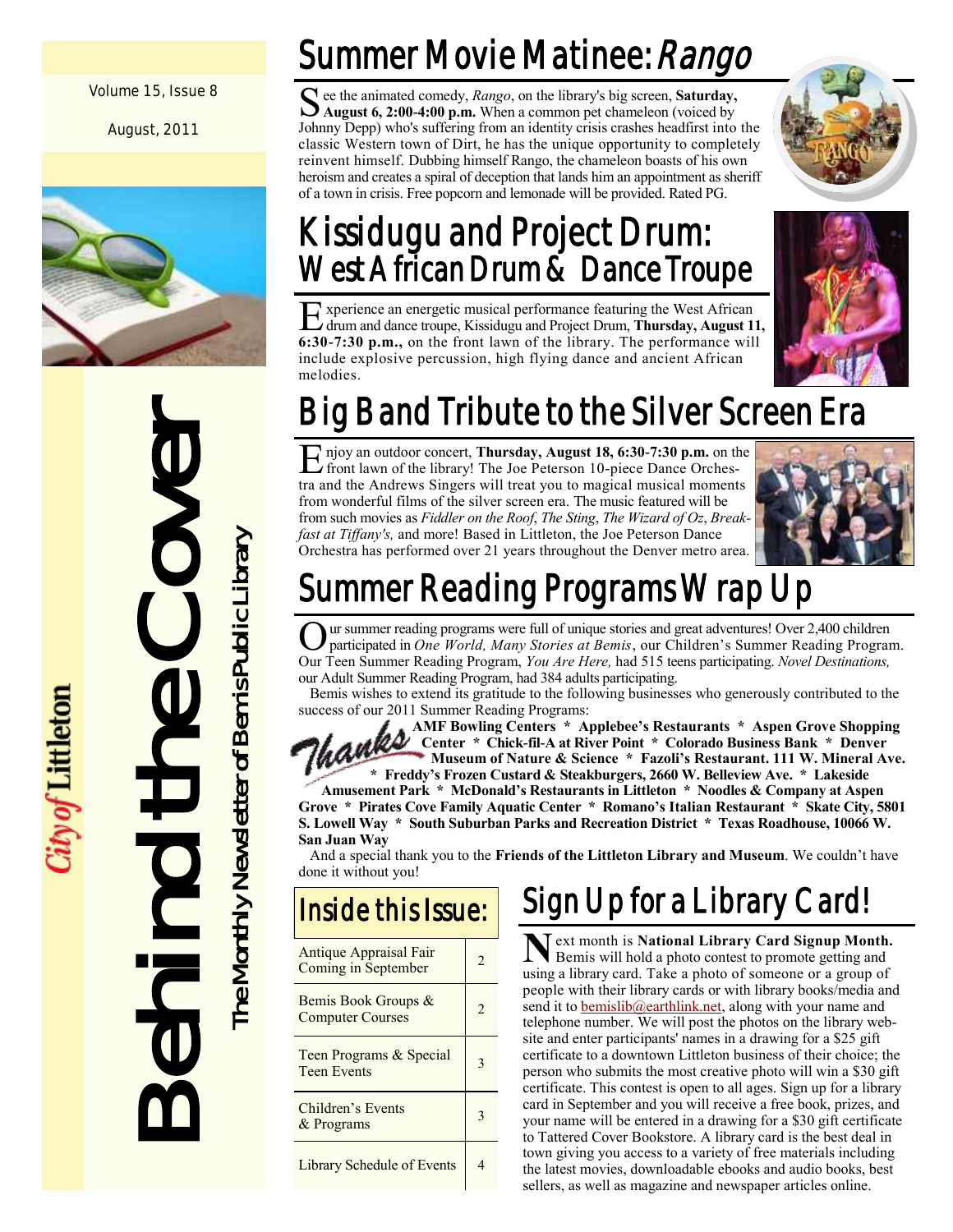Volume 15, Issue 8

August, 2011

City of Littleton

# Behind the Cover

The Monthly Newsletter of Bemis Public Library

## Summer Movie Matinee: *Rango*

See the animated comedy, *Rango*, on the library's big screen, **Saturday, August 6, 2:00-4:00 p.m.** When a common pet chameleon (voiced by Johnny Depp) who's suffering from an identity crisis crashes headfirst into the classic Western town of Dirt, he has the unique opportunity to completely reinvent himself. Dubbing himself Rango, the chameleon boasts of his own heroism and creates a spiral of deception that lands him an appointment as sheriff of a town in crisis. Free popcorn and lemonade will be provided. Rated PG.

## Kissidugu and Project Drum: West African Drum & Dance Troupe

Experience an energetic musical performance featuring the West African drum and dance troupe, Kissidugu and Project Drum, **Thursday, August 11, 6:30-7:30 p.m.,** on the front lawn of the library. The performance will include explosive percussion, high flying dance and ancient African melodies.

## Big Band Tribute to the Silver Screen Era

Enjoy an outdoor concert, **Thursday, August 18, 6:30-7:30 p.m.** on the front lawn of the library! The Joe Peterson 10-piece Dance Orchestra and the Andrews Singers will treat you to magical musical moments from wonderful films of the silver screen era. The music featured will be from such movies as *Fiddler on the Roof*, *The Sting*, *The Wizard of Oz*, *Breakfast at Tiffany's,* and more! Based in Littleton, the Joe Peterson Dance Orchestra has performed over 21 years throughout the Denver metro area.

## Summer Reading Programs Wrap Up

Our summer reading programs were full of unique stories and great adventures! Over 2,400 children participated in *One World, Many Stories at Bemis*, our Children's Summer Reading Program. Our Teen Summer Reading Program, *You Are Here,* had 515 teens participating. *Novel Destinations,* our Adult Summer Reading Program, had 384 adults participating.

Bemis wishes to extend its gratitude to the following businesses who generously contributed to the success of our 2011 Summer Reading Programs:

*Thanks* **AMF Bowling Centers * Applebee's Restaurants * Aspen Grove Shopping Center * Chick-fil-A at River Point * Colorado Business Bank * Denver Museum of Nature & Science * Fazoli's Restaurant. 111 W. Mineral Ave. * Freddy's Frozen Custard & Steakburgers, 2660 W. Belleview Ave. * Lakeside Amusement Park * McDonald's Restaurants in Littleton * Noodles & Company at Aspen Grove * Pirates Cove Family Aquatic Center * Romano's Italian Restaurant * Skate City, 5801 S. Lowell Way * South Suburban Parks and Recreation District * Texas Roadhouse, 10066 W. San Juan Way**

And a special thank you to the **Friends of the Littleton Library and Museum**. We couldn't have done it without you!

## Inside this Issue:

| | |
|---|---|
| Antique Appraisal Fair Coming in September | 2 |
| Bemis Book Groups & Computer Courses | 2 |
| Teen Programs & Special Teen Events | 3 |
| Children's Events & Programs | 3 |
| Library Schedule of Events | 4 |

## Sign Up for a Library Card!

Next month is **National Library Card Signup Month.** Bemis will hold a photo contest to promote getting and using a library card. Take a photo of someone or a group of people with their library cards or with library books/media and send it to bemislib@earthlink.net, along with your name and telephone number. We will post the photos on the library website and enter participants' names in a drawing for a $25 gift certificate to a downtown Littleton business of their choice; the person who submits the most creative photo will win a $30 gift certificate. This contest is open to all ages. Sign up for a library card in September and you will receive a free book, prizes, and your name will be entered in a drawing for a $30 gift certificate to Tattered Cover Bookstore. A library card is the best deal in town giving you access to a variety of free materials including the latest movies, downloadable ebooks and audio books, best sellers, as well as magazine and newspaper articles online.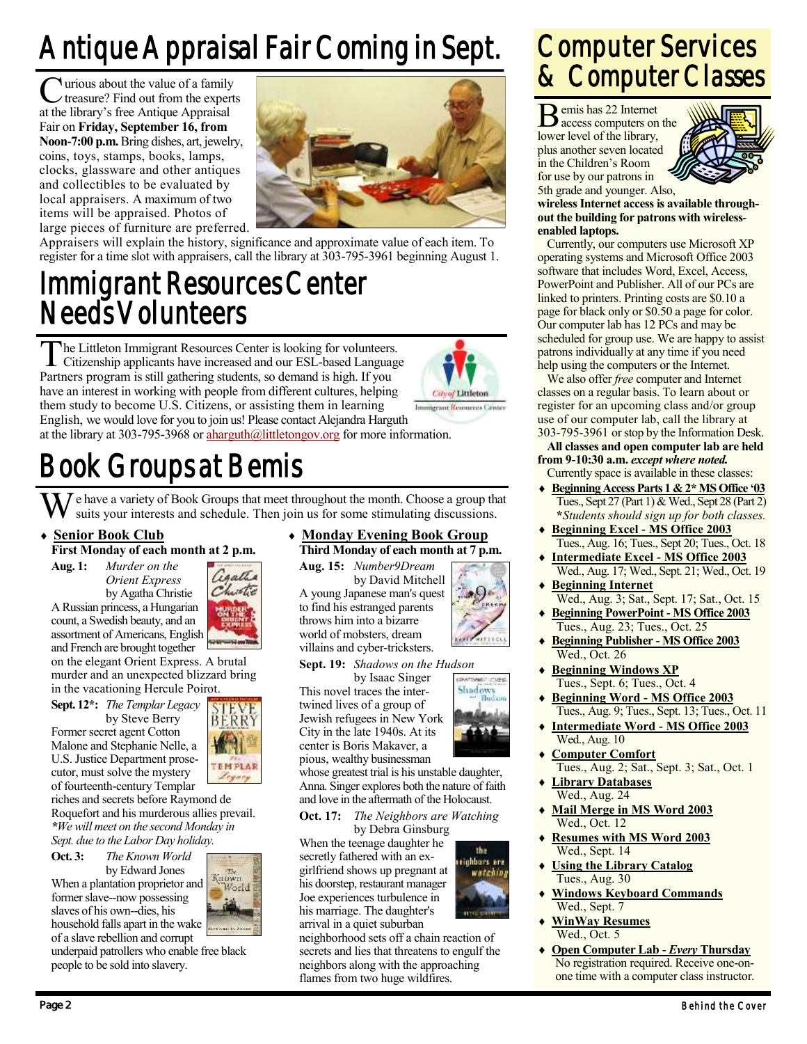# Antique Appraisal Fair Coming in Sept.

Curious about the value of a family treasure? Find out from the experts at the library's free Antique Appraisal Fair on **Friday, September 16, from Noon-7:00 p.m.** Bring dishes, art, jewelry, coins, toys, stamps, books, lamps, clocks, glassware and other antiques and collectibles to be evaluated by local appraisers. A maximum of two items will be appraised. Photos of large pieces of furniture are preferred. Appraisers will explain the history, significance and approximate value of each item. To register for a time slot with appraisers, call the library at 303-795-3961 beginning August 1.

# Immigrant Resources Center Needs Volunteers

The Littleton Immigrant Resources Center is looking for volunteers. Citizenship applicants have increased and our ESL-based Language Partners program is still gathering students, so demand is high. If you have an interest in working with people from different cultures, helping them study to become U.S. Citizens, or assisting them in learning English, we would love for you to join us! Please contact Alejandra Harguth at the library at 303-795-3968 or aharguth@littletongov.org for more information.

# Book Groups at Bemis

We have a variety of Book Groups that meet throughout the month. Choose a group that suits your interests and schedule. Then join us for some stimulating discussions.

- **Senior Book Club**

**First Monday of each month at 2 p.m.**

**Aug. 1:** *Murder on the Orient Express* by Agatha Christie
A Russian princess, a Hungarian count, a Swedish beauty, and an assortment of Americans, English and French are brought together on the elegant Orient Express. A brutal murder and an unexpected blizzard bring in the vacationing Hercule Poirot.

**Sept. 12*:** *The Templar Legacy* by Steve Berry
Former secret agent Cotton Malone and Stephanie Nelle, a U.S. Justice Department prosecutor, must solve the mystery of fourteenth-century Templar riches and secrets before Raymond de Roquefort and his murderous allies prevail.
***We will meet on the second Monday in Sept. due to the Labor Day holiday.***

**Oct. 3:** *The Known World* by Edward Jones
When a plantation proprietor and former slave--now possessing slaves of his own--dies, his household falls apart in the wake of a slave rebellion and corrupt underpaid patrollers who enable free black people to be sold into slavery.

- **Monday Evening Book Group**

**Third Monday of each month at 7 p.m.**

**Aug. 15:** *Number9Dream* by David Mitchell
A young Japanese man's quest to find his estranged parents throws him into a bizarre world of mobsters, dream villains and cyber-tricksters.

**Sept. 19:** *Shadows on the Hudson* by Isaac Singer
This novel traces the intertwined lives of a group of Jewish refugees in New York City in the late 1940s. At its center is Boris Makaver, a pious, wealthy businessman whose greatest trial is his unstable daughter, Anna. Singer explores both the nature of faith and love in the aftermath of the Holocaust.

**Oct. 17:** *The Neighbors are Watching* by Debra Ginsburg
When the teenage daughter he secretly fathered with an ex-girlfriend shows up pregnant at his doorstep, restaurant manager Joe experiences turbulence in his marriage. The daughter's arrival in a quiet suburban neighborhood sets off a chain reaction of secrets and lies that threatens to engulf the neighbors along with the approaching flames from two huge wildfires.

# Computer Services & Computer Classes

Bemis has 22 Internet access computers on the lower level of the library, plus another seven located in the Children's Room for use by our patrons in 5th grade and younger. Also, **wireless Internet access is available throughout the building for patrons with wireless-enabled laptops.**

Currently, our computers use Microsoft XP operating systems and Microsoft Office 2003 software that includes Word, Excel, Access, PowerPoint and Publisher. All of our PCs are linked to printers. Printing costs are $0.10 a page for black only or $0.50 a page for color. Our computer lab has 12 PCs and may be scheduled for group use. We are happy to assist patrons individually at any time if you need help using the computers or the Internet.

We also offer *free* computer and Internet classes on a regular basis. To learn about or register for an upcoming class and/or group use of our computer lab, call the library at 303-795-3961 or stop by the Information Desk.

**All classes and open computer lab are held from 9-10:30 a.m.** ***except where noted.***

Currently space is available in these classes:

- **Beginning Access Parts 1 & 2* MS Office '03**
  Tues., Sept 27 (Part 1) & Wed., Sept 28 (Part 2)
  ***Students should sign up for both classes.***
- **Beginning Excel - MS Office 2003**
  Tues., Aug. 16; Tues., Sept 20; Tues., Oct. 18
- **Intermediate Excel - MS Office 2003**
  Wed., Aug. 17; Wed., Sept. 21; Wed., Oct. 19
- **Beginning Internet**
  Wed., Aug. 3; Sat., Sept. 17; Sat., Oct. 15
- **Beginning PowerPoint - MS Office 2003**
  Tues., Aug. 23; Tues., Oct. 25
- **Beginning Publisher - MS Office 2003**
  Wed., Oct. 26
- **Beginning Windows XP**
  Tues., Sept. 6; Tues., Oct. 4
- **Beginning Word - MS Office 2003**
  Tues., Aug. 9; Tues., Sept. 13; Tues., Oct. 11
- **Intermediate Word - MS Office 2003**
  Wed., Aug. 10
- **Computer Comfort**
  Tues., Aug. 2; Sat., Sept. 3; Sat., Oct. 1
- **Library Databases**
  Wed., Aug. 24
- **Mail Merge in MS Word 2003**
  Wed., Oct. 12
- **Resumes with MS Word 2003**
  Wed., Sept. 14
- **Using the Library Catalog**
  Tues., Aug. 30
- **Windows Keyboard Commands**
  Wed., Sept. 7
- **WinWay Resumes**
  Wed., Oct. 5
- **Open Computer Lab -** ***Every*** **Thursday**
  No registration required. Receive one-on-one time with a computer class instructor.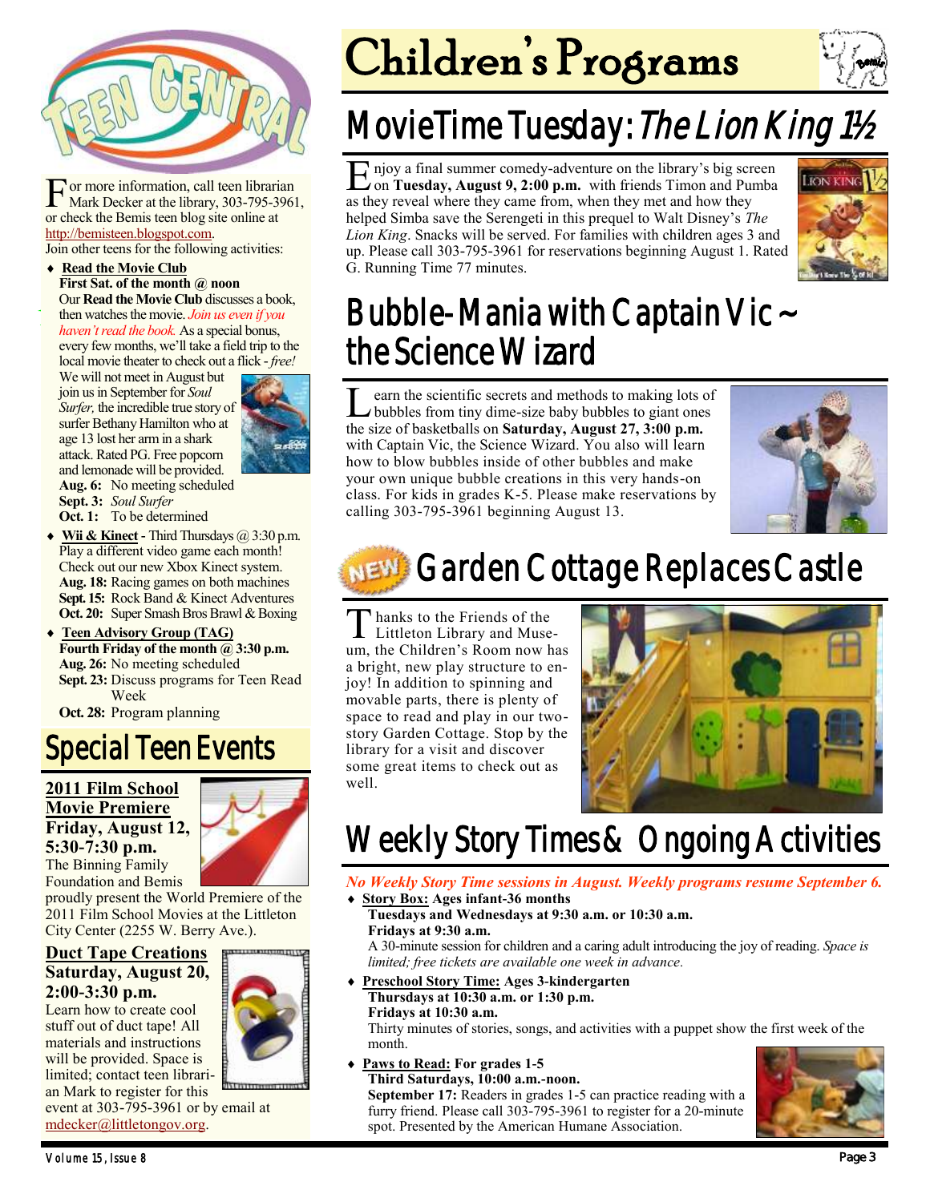# Teen Central

For more information, call teen librarian Mark Decker at the library, 303-795-3961, or check the Bemis teen blog site online at http://bemisteen.blogspot.com.

Join other teens for the following activities:

- **Read the Movie Club**
  **First Sat. of the month @ noon**
  Our **Read the Movie Club** discusses a book, then watches the movie. *Join us even if you haven't read the book.* As a special bonus, every few months, we'll take a field trip to the local movie theater to check out a flick - *free!*
  We will not meet in August but join us in September for *Soul Surfer,* the incredible true story of surfer Bethany Hamilton who at age 13 lost her arm in a shark attack. Rated PG. Free popcorn and lemonade will be provided.
  **Aug. 6:** No meeting scheduled
  **Sept. 3:** *Soul Surfer*
  **Oct. 1:** To be determined
- **Wii & Kinect** - Third Thursdays @ 3:30 p.m.
  Play a different video game each month! Check out our new Xbox Kinect system.
  **Aug. 18:** Racing games on both machines
  **Sept. 15:** Rock Band & Kinect Adventures
  **Oct. 20:** Super Smash Bros Brawl & Boxing
- **Teen Advisory Group (TAG)**
  **Fourth Friday of the month @ 3:30 p.m.**
  **Aug. 26:** No meeting scheduled
  **Sept. 23:** Discuss programs for Teen Read Week
  **Oct. 28:** Program planning

## Special Teen Events

**2011 Film School Movie Premiere**
**Friday, August 12, 5:30-7:30 p.m.**
The Binning Family Foundation and Bemis proudly present the World Premiere of the 2011 Film School Movies at the Littleton City Center (2255 W. Berry Ave.).

**Duct Tape Creations**
**Saturday, August 20, 2:00-3:30 p.m.**
Learn how to create cool stuff out of duct tape! All materials and instructions will be provided. Space is limited; contact teen librarian Mark to register for this event at 303-795-3961 or by email at mdecker@littletongov.org.

# Children's Programs

## MovieTime Tuesday: *The Lion King 1½*

Enjoy a final summer comedy-adventure on the library's big screen on **Tuesday, August 9, 2:00 p.m.** with friends Timon and Pumba as they reveal where they came from, when they met and how they helped Simba save the Serengeti in this prequel to Walt Disney's *The Lion King*. Snacks will be served. For families with children ages 3 and up. Please call 303-795-3961 for reservations beginning August 1. Rated G. Running Time 77 minutes.

## Bubble-Mania with Captain Vic ~ the Science Wizard

Learn the scientific secrets and methods to making lots of bubbles from tiny dime-size baby bubbles to giant ones the size of basketballs on **Saturday, August 27, 3:00 p.m.** with Captain Vic, the Science Wizard. You also will learn how to blow bubbles inside of other bubbles and make your own unique bubble creations in this very hands-on class. For kids in grades K-5. Please make reservations by calling 303-795-3961 beginning August 13.

## NEW Garden Cottage Replaces Castle

Thanks to the Friends of the Littleton Library and Museum, the Children's Room now has a bright, new play structure to enjoy! In addition to spinning and movable parts, there is plenty of space to read and play in our two-story Garden Cottage. Stop by the library for a visit and discover some great items to check out as well.

## Weekly Story Times & Ongoing Activities

***No Weekly Story Time sessions in August. Weekly programs resume September 6.***

- **Story Box: Ages infant-36 months**
  **Tuesdays and Wednesdays at 9:30 a.m. or 10:30 a.m.**
  **Fridays at 9:30 a.m.**
  A 30-minute session for children and a caring adult introducing the joy of reading. *Space is limited; free tickets are available one week in advance.*
- **Preschool Story Time: Ages 3-kindergarten**
  **Thursdays at 10:30 a.m. or 1:30 p.m.**
  **Fridays at 10:30 a.m.**
  Thirty minutes of stories, songs, and activities with a puppet show the first week of the month.
- **Paws to Read: For grades 1-5**
  **Third Saturdays, 10:00 a.m.-noon.**
  **September 17:** Readers in grades 1-5 can practice reading with a furry friend. Please call 303-795-3961 to register for a 20-minute spot. Presented by the American Humane Association.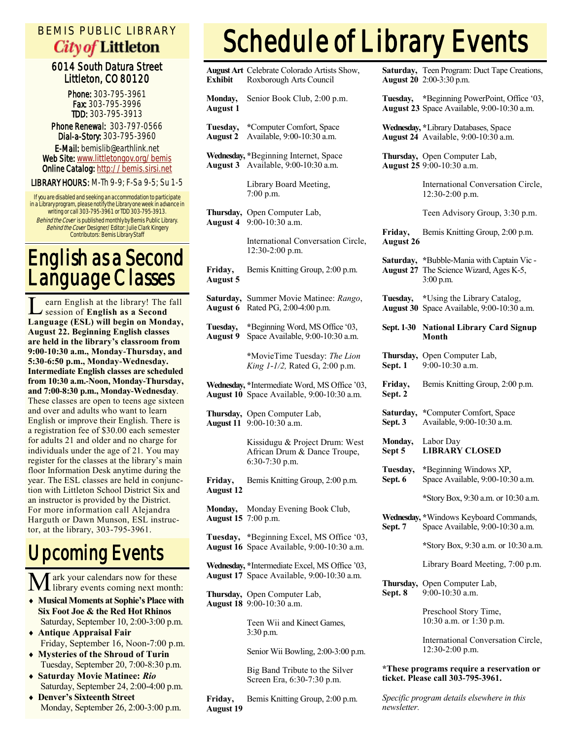BEMIS PUBLIC LIBRARY
City of Littleton

6014 South Datura Street
Littleton, CO 80120

Phone: 303-795-3961
Fax: 303-795-3996
TDD: 303-795-3913
Phone Renewal: 303-797-0566
Dial-a-Story: 303-795-3960
E-Mail: bemislib@earthlink.net
Web Site: www.littletongov.org/bemis
Online Catalog: http://bemis.sirsi.net

LIBRARY HOURS: M-Th 9-9; F-Sa 9-5; Su 1-5

If you are disabled and seeking an accommodation to participate in a Library program, please notify the Library one week in advance in writing or call 303-795-3961 or TDD 303-795-3913.
*Behind the Cover* is published monthly by Bemis Public Library.
*Behind the Cover* Designer/Editor: Julie Clark Kingery
Contributors: Bemis Library Staff

# English as a Second Language Classes

Learn English at the library! The fall session of **English as a Second Language (ESL) will begin on Monday, August 22. Beginning English classes are held in the library's classroom from 9:00-10:30 a.m., Monday-Thursday, and 5:30-6:50 p.m., Monday-Wednesday. Intermediate English classes are scheduled from 10:30 a.m.-Noon, Monday-Thursday, and 7:00-8:30 p.m., Monday-Wednesday**. These classes are open to teens age sixteen and over and adults who want to learn English or improve their English. There is a registration fee of $30.00 each semester for adults 21 and older and no charge for individuals under the age of 21. You may register for the classes at the library's main floor Information Desk anytime during the year. The ESL classes are held in conjunction with Littleton School District Six and an instructor is provided by the District. For more information call Alejandra Harguth or Dawn Munson, ESL instructor, at the library, 303-795-3961.

# Upcoming Events

Mark your calendars now for these library events coming next month:

- **Musical Moments at Sophie's Place with Six Foot Joe & the Red Hot Rhinos**
  Saturday, September 10, 2:00-3:00 p.m.
- **Antique Appraisal Fair**
  Friday, September 16, Noon-7:00 p.m.
- **Mysteries of the Shroud of Turin**
  Tuesday, September 20, 7:00-8:30 p.m.
- **Saturday Movie Matinee: *Rio***
  Saturday, September 24, 2:00-4:00 p.m.
- **Denver's Sixteenth Street**
  Monday, September 26, 2:00-3:00 p.m.

# Schedule of Library Events

| | |
|---|---|
| **August Art Exhibit** | Celebrate Colorado Artists Show, Roxborough Arts Council |
| **Monday, August 1** | Senior Book Club, 2:00 p.m. |
| **Tuesday, August 2** | *Computer Comfort, Space Available, 9:00-10:30 a.m. |
| **Wednesday, August 3** | *Beginning Internet, Space Available, 9:00-10:30 a.m. |
| | Library Board Meeting, 7:00 p.m. |
| **Thursday, August 4** | Open Computer Lab, 9:00-10:30 a.m. |
| | International Conversation Circle, 12:30-2:00 p.m. |
| **Friday, August 5** | Bemis Knitting Group, 2:00 p.m. |
| **Saturday, August 6** | Summer Movie Matinee: *Rango*, Rated PG, 2:00-4:00 p.m. |
| **Tuesday, August 9** | *Beginning Word, MS Office '03, Space Available, 9:00-10:30 a.m. |
| | *MovieTime Tuesday: *The Lion King 1-1/2,* Rated G, 2:00 p.m. |
| **Wednesday, August 10** | *Intermediate Word, MS Office '03, Space Available, 9:00-10:30 a.m. |
| **Thursday, August 11** | Open Computer Lab, 9:00-10:30 a.m. |
| | Kissidugu & Project Drum: West African Drum & Dance Troupe, 6:30-7:30 p.m. |
| **Friday, August 12** | Bemis Knitting Group, 2:00 p.m. |
| **Monday, August 15** | Monday Evening Book Club, 7:00 p.m. |
| **Tuesday, August 16** | *Beginning Excel, MS Office '03, Space Available, 9:00-10:30 a.m. |
| **Wednesday, August 17** | *Intermediate Excel, MS Office '03, Space Available, 9:00-10:30 a.m. |
| **Thursday, August 18** | Open Computer Lab, 9:00-10:30 a.m. |
| | Teen Wii and Kinect Games, 3:30 p.m. |
| | Senior Wii Bowling, 2:00-3:00 p.m. |
| | Big Band Tribute to the Silver Screen Era, 6:30-7:30 p.m. |
| **Friday, August 19** | Bemis Knitting Group, 2:00 p.m. |
| **Saturday, August 20** | Teen Program: Duct Tape Creations, 2:00-3:30 p.m. |
| **Tuesday, August 23** | *Beginning PowerPoint, Office '03, Space Available, 9:00-10:30 a.m. |
| **Wednesday, August 24** | *Library Databases, Space Available, 9:00-10:30 a.m. |
| **Thursday, August 25** | Open Computer Lab, 9:00-10:30 a.m. |
| | International Conversation Circle, 12:30-2:00 p.m. |
| | Teen Advisory Group, 3:30 p.m. |
| **Friday, August 26** | Bemis Knitting Group, 2:00 p.m. |
| **Saturday, August 27** | *Bubble-Mania with Captain Vic - The Science Wizard, Ages K-5, 3:00 p.m. |
| **Tuesday, August 30** | *Using the Library Catalog, Space Available, 9:00-10:30 a.m. |
| **Sept. 1-30** | **National Library Card Signup Month** |
| **Thursday, Sept. 1** | Open Computer Lab, 9:00-10:30 a.m. |
| **Friday, Sept. 2** | Bemis Knitting Group, 2:00 p.m. |
| **Saturday, Sept. 3** | *Computer Comfort, Space Available, 9:00-10:30 a.m. |
| **Monday, Sept 5** | Labor Day **LIBRARY CLOSED** |
| **Tuesday, Sept. 6** | *Beginning Windows XP, Space Available, 9:00-10:30 a.m. |
| | *Story Box, 9:30 a.m. or 10:30 a.m. |
| **Wednesday, Sept. 7** | *Windows Keyboard Commands, Space Available, 9:00-10:30 a.m. |
| | *Story Box, 9:30 a.m. or 10:30 a.m. |
| | Library Board Meeting, 7:00 p.m. |
| **Thursday, Sept. 8** | Open Computer Lab, 9:00-10:30 a.m. |
| | Preschool Story Time, 10:30 a.m. or 1:30 p.m. |
| | International Conversation Circle, 12:30-2:00 p.m. |

**\*These programs require a reservation or ticket. Please call 303-795-3961.**

*Specific program details elsewhere in this newsletter.*